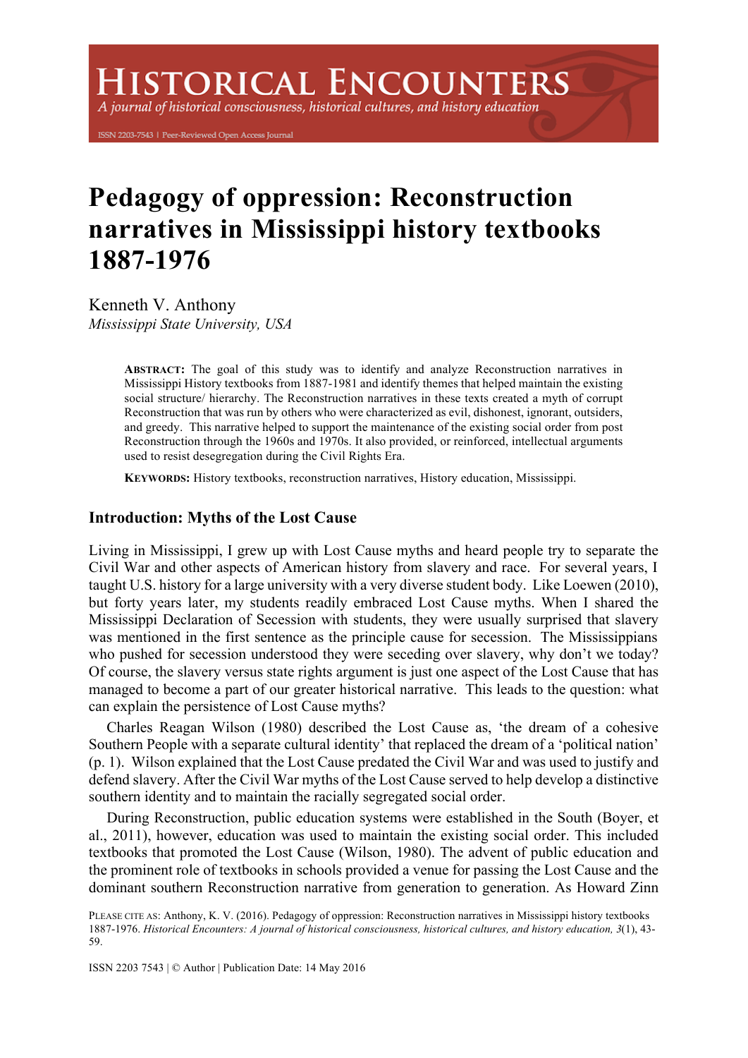# Pedagogy of oppression: Reconstruction narratives in Mississippi history textbooks 1887-1976

Kenneth V. Anthony
*Mississippi State University, USA*

**ABSTRACT:** The goal of this study was to identify and analyze Reconstruction narratives in Mississippi History textbooks from 1887-1981 and identify themes that helped maintain the existing social structure/ hierarchy. The Reconstruction narratives in these texts created a myth of corrupt Reconstruction that was run by others who were characterized as evil, dishonest, ignorant, outsiders, and greedy. This narrative helped to support the maintenance of the existing social order from post Reconstruction through the 1960s and 1970s. It also provided, or reinforced, intellectual arguments used to resist desegregation during the Civil Rights Era.

**KEYWORDS:** History textbooks, reconstruction narratives, History education, Mississippi.

## Introduction: Myths of the Lost Cause

Living in Mississippi, I grew up with Lost Cause myths and heard people try to separate the Civil War and other aspects of American history from slavery and race. For several years, I taught U.S. history for a large university with a very diverse student body. Like Loewen (2010), but forty years later, my students readily embraced Lost Cause myths. When I shared the Mississippi Declaration of Secession with students, they were usually surprised that slavery was mentioned in the first sentence as the principle cause for secession. The Mississippians who pushed for secession understood they were seceding over slavery, why don't we today? Of course, the slavery versus state rights argument is just one aspect of the Lost Cause that has managed to become a part of our greater historical narrative. This leads to the question: what can explain the persistence of Lost Cause myths?

Charles Reagan Wilson (1980) described the Lost Cause as, 'the dream of a cohesive Southern People with a separate cultural identity' that replaced the dream of a 'political nation' (p. 1). Wilson explained that the Lost Cause predated the Civil War and was used to justify and defend slavery. After the Civil War myths of the Lost Cause served to help develop a distinctive southern identity and to maintain the racially segregated social order.

During Reconstruction, public education systems were established in the South (Boyer, et al., 2011), however, education was used to maintain the existing social order. This included textbooks that promoted the Lost Cause (Wilson, 1980). The advent of public education and the prominent role of textbooks in schools provided a venue for passing the Lost Cause and the dominant southern Reconstruction narrative from generation to generation. As Howard Zinn

PLEASE CITE AS: Anthony, K. V. (2016). Pedagogy of oppression: Reconstruction narratives in Mississippi history textbooks 1887-1976. *Historical Encounters: A journal of historical consciousness, historical cultures, and history education, 3*(1), 43-59.

ISSN 2203 7543 | © Author | Publication Date: 14 May 2016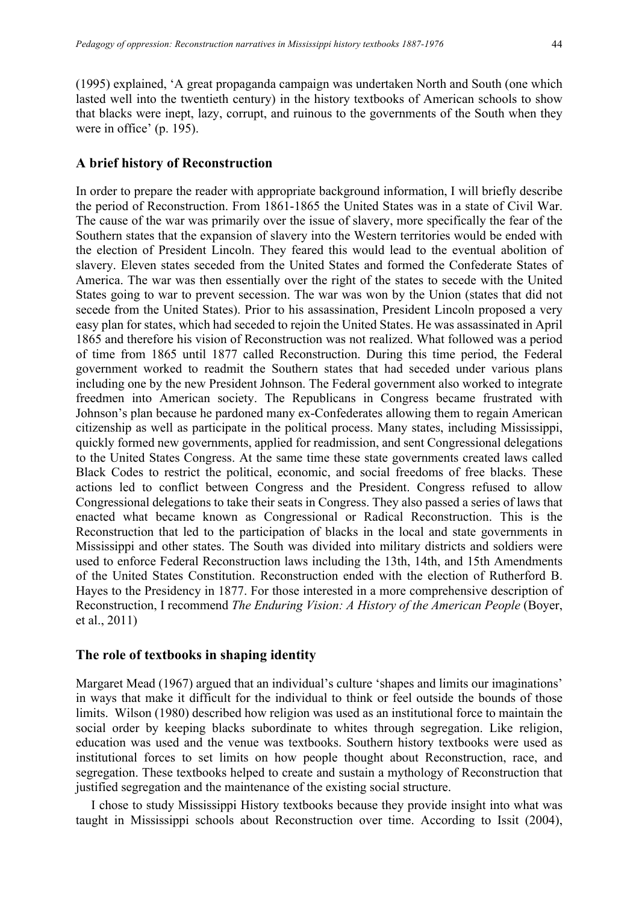(1995) explained, 'A great propaganda campaign was undertaken North and South (one which lasted well into the twentieth century) in the history textbooks of American schools to show that blacks were inept, lazy, corrupt, and ruinous to the governments of the South when they were in office' (p. 195).

## A brief history of Reconstruction

In order to prepare the reader with appropriate background information, I will briefly describe the period of Reconstruction. From 1861-1865 the United States was in a state of Civil War. The cause of the war was primarily over the issue of slavery, more specifically the fear of the Southern states that the expansion of slavery into the Western territories would be ended with the election of President Lincoln. They feared this would lead to the eventual abolition of slavery. Eleven states seceded from the United States and formed the Confederate States of America. The war was then essentially over the right of the states to secede with the United States going to war to prevent secession. The war was won by the Union (states that did not secede from the United States). Prior to his assassination, President Lincoln proposed a very easy plan for states, which had seceded to rejoin the United States. He was assassinated in April 1865 and therefore his vision of Reconstruction was not realized. What followed was a period of time from 1865 until 1877 called Reconstruction. During this time period, the Federal government worked to readmit the Southern states that had seceded under various plans including one by the new President Johnson. The Federal government also worked to integrate freedmen into American society. The Republicans in Congress became frustrated with Johnson's plan because he pardoned many ex-Confederates allowing them to regain American citizenship as well as participate in the political process. Many states, including Mississippi, quickly formed new governments, applied for readmission, and sent Congressional delegations to the United States Congress. At the same time these state governments created laws called Black Codes to restrict the political, economic, and social freedoms of free blacks. These actions led to conflict between Congress and the President. Congress refused to allow Congressional delegations to take their seats in Congress. They also passed a series of laws that enacted what became known as Congressional or Radical Reconstruction. This is the Reconstruction that led to the participation of blacks in the local and state governments in Mississippi and other states. The South was divided into military districts and soldiers were used to enforce Federal Reconstruction laws including the 13th, 14th, and 15th Amendments of the United States Constitution. Reconstruction ended with the election of Rutherford B. Hayes to the Presidency in 1877. For those interested in a more comprehensive description of Reconstruction, I recommend *The Enduring Vision: A History of the American People* (Boyer, et al., 2011)

## The role of textbooks in shaping identity

Margaret Mead (1967) argued that an individual's culture 'shapes and limits our imaginations' in ways that make it difficult for the individual to think or feel outside the bounds of those limits. Wilson (1980) described how religion was used as an institutional force to maintain the social order by keeping blacks subordinate to whites through segregation. Like religion, education was used and the venue was textbooks. Southern history textbooks were used as institutional forces to set limits on how people thought about Reconstruction, race, and segregation. These textbooks helped to create and sustain a mythology of Reconstruction that justified segregation and the maintenance of the existing social structure.

I chose to study Mississippi History textbooks because they provide insight into what was taught in Mississippi schools about Reconstruction over time. According to Issit (2004),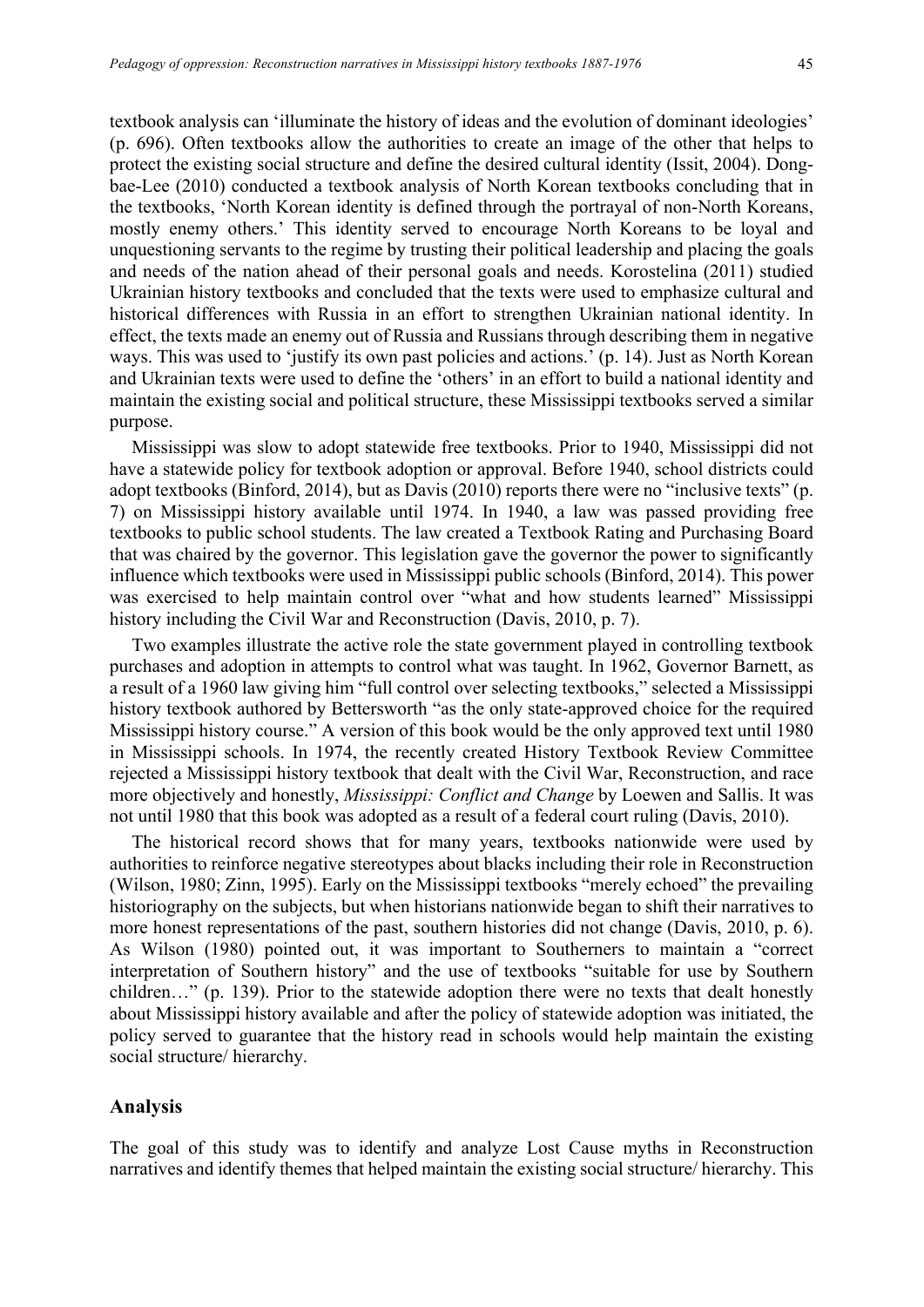textbook analysis can 'illuminate the history of ideas and the evolution of dominant ideologies' (p. 696). Often textbooks allow the authorities to create an image of the other that helps to protect the existing social structure and define the desired cultural identity (Issit, 2004). Dong-bae-Lee (2010) conducted a textbook analysis of North Korean textbooks concluding that in the textbooks, 'North Korean identity is defined through the portrayal of non-North Koreans, mostly enemy others.' This identity served to encourage North Koreans to be loyal and unquestioning servants to the regime by trusting their political leadership and placing the goals and needs of the nation ahead of their personal goals and needs. Korostelina (2011) studied Ukrainian history textbooks and concluded that the texts were used to emphasize cultural and historical differences with Russia in an effort to strengthen Ukrainian national identity. In effect, the texts made an enemy out of Russia and Russians through describing them in negative ways. This was used to 'justify its own past policies and actions.' (p. 14). Just as North Korean and Ukrainian texts were used to define the 'others' in an effort to build a national identity and maintain the existing social and political structure, these Mississippi textbooks served a similar purpose.

Mississippi was slow to adopt statewide free textbooks. Prior to 1940, Mississippi did not have a statewide policy for textbook adoption or approval. Before 1940, school districts could adopt textbooks (Binford, 2014), but as Davis (2010) reports there were no "inclusive texts" (p. 7) on Mississippi history available until 1974. In 1940, a law was passed providing free textbooks to public school students. The law created a Textbook Rating and Purchasing Board that was chaired by the governor. This legislation gave the governor the power to significantly influence which textbooks were used in Mississippi public schools (Binford, 2014). This power was exercised to help maintain control over "what and how students learned" Mississippi history including the Civil War and Reconstruction (Davis, 2010, p. 7).

Two examples illustrate the active role the state government played in controlling textbook purchases and adoption in attempts to control what was taught. In 1962, Governor Barnett, as a result of a 1960 law giving him "full control over selecting textbooks," selected a Mississippi history textbook authored by Bettersworth "as the only state-approved choice for the required Mississippi history course." A version of this book would be the only approved text until 1980 in Mississippi schools. In 1974, the recently created History Textbook Review Committee rejected a Mississippi history textbook that dealt with the Civil War, Reconstruction, and race more objectively and honestly, *Mississippi: Conflict and Change* by Loewen and Sallis. It was not until 1980 that this book was adopted as a result of a federal court ruling (Davis, 2010).

The historical record shows that for many years, textbooks nationwide were used by authorities to reinforce negative stereotypes about blacks including their role in Reconstruction (Wilson, 1980; Zinn, 1995). Early on the Mississippi textbooks "merely echoed" the prevailing historiography on the subjects, but when historians nationwide began to shift their narratives to more honest representations of the past, southern histories did not change (Davis, 2010, p. 6). As Wilson (1980) pointed out, it was important to Southerners to maintain a "correct interpretation of Southern history" and the use of textbooks "suitable for use by Southern children…" (p. 139). Prior to the statewide adoption there were no texts that dealt honestly about Mississippi history available and after the policy of statewide adoption was initiated, the policy served to guarantee that the history read in schools would help maintain the existing social structure/ hierarchy.

## Analysis

The goal of this study was to identify and analyze Lost Cause myths in Reconstruction narratives and identify themes that helped maintain the existing social structure/ hierarchy. This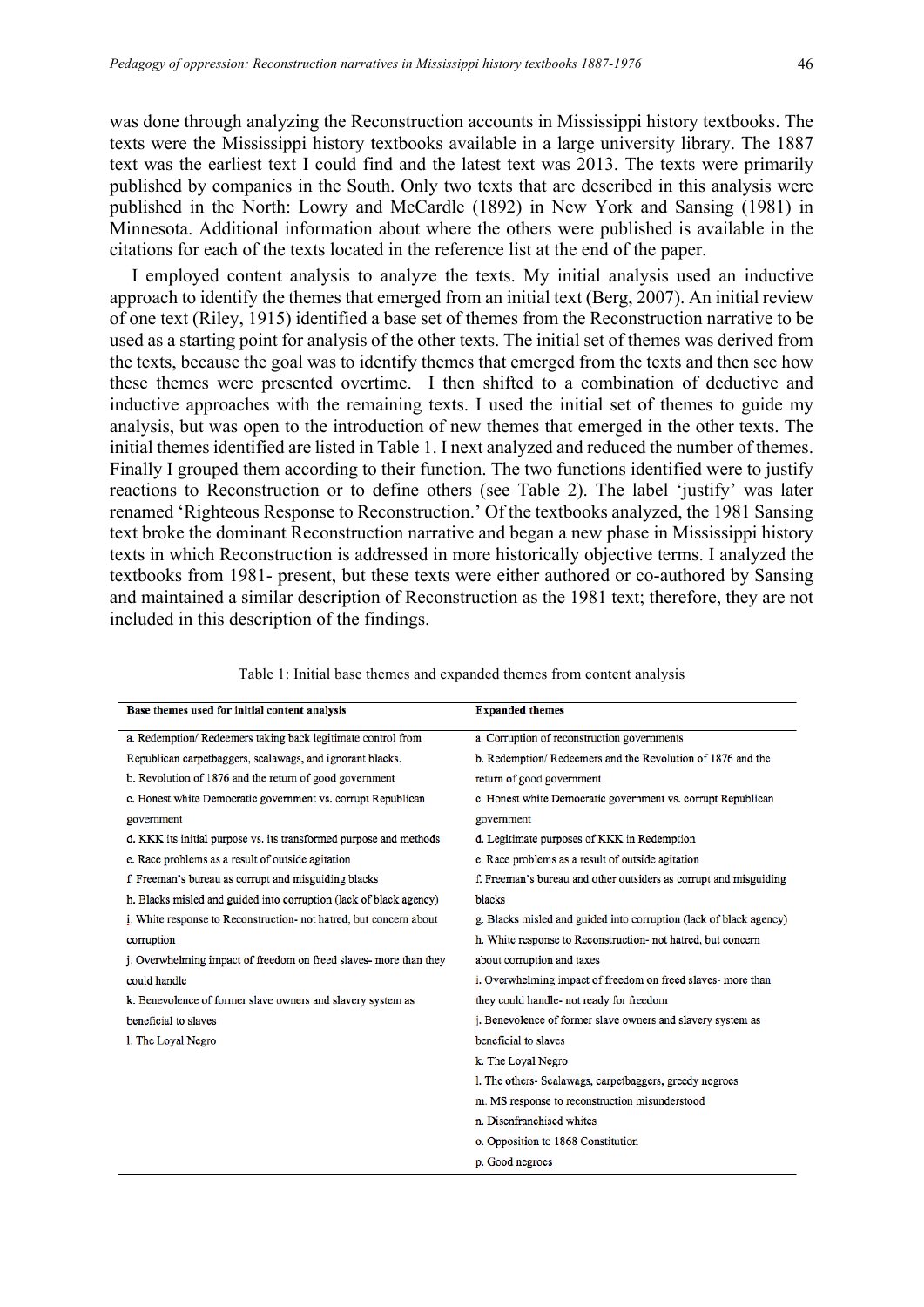was done through analyzing the Reconstruction accounts in Mississippi history textbooks. The texts were the Mississippi history textbooks available in a large university library. The 1887 text was the earliest text I could find and the latest text was 2013. The texts were primarily published by companies in the South. Only two texts that are described in this analysis were published in the North: Lowry and McCardle (1892) in New York and Sansing (1981) in Minnesota. Additional information about where the others were published is available in the citations for each of the texts located in the reference list at the end of the paper.

I employed content analysis to analyze the texts. My initial analysis used an inductive approach to identify the themes that emerged from an initial text (Berg, 2007). An initial review of one text (Riley, 1915) identified a base set of themes from the Reconstruction narrative to be used as a starting point for analysis of the other texts. The initial set of themes was derived from the texts, because the goal was to identify themes that emerged from the texts and then see how these themes were presented overtime. I then shifted to a combination of deductive and inductive approaches with the remaining texts. I used the initial set of themes to guide my analysis, but was open to the introduction of new themes that emerged in the other texts. The initial themes identified are listed in Table 1. I next analyzed and reduced the number of themes. Finally I grouped them according to their function. The two functions identified were to justify reactions to Reconstruction or to define others (see Table 2). The label 'justify' was later renamed 'Righteous Response to Reconstruction.' Of the textbooks analyzed, the 1981 Sansing text broke the dominant Reconstruction narrative and began a new phase in Mississippi history texts in which Reconstruction is addressed in more historically objective terms. I analyzed the textbooks from 1981- present, but these texts were either authored or co-authored by Sansing and maintained a similar description of Reconstruction as the 1981 text; therefore, they are not included in this description of the findings.

Table 1: Initial base themes and expanded themes from content analysis

| Base themes used for initial content analysis | Expanded themes |
|---|---|
| a. Redemption/ Redeemers taking back legitimate control from Republican carpetbaggers, scalawags, and ignorant blacks. | a. Corruption of reconstruction governments |
| b. Revolution of 1876 and the return of good government | b. Redemption/ Redeemers and the Revolution of 1876 and the return of good government |
| c. Honest white Democratic government vs. corrupt Republican government | c. Honest white Democratic government vs. corrupt Republican government |
| d. KKK its initial purpose vs. its transformed purpose and methods | d. Legitimate purposes of KKK in Redemption |
| e. Race problems as a result of outside agitation | e. Race problems as a result of outside agitation |
| f. Freeman's bureau as corrupt and misguiding blacks | f. Freeman's bureau and other outsiders as corrupt and misguiding blacks |
| h. Blacks misled and guided into corruption (lack of black agency) | g. Blacks misled and guided into corruption (lack of black agency) |
| i. White response to Reconstruction- not hatred, but concern about corruption | h. White response to Reconstruction- not hatred, but concern about corruption and taxes |
| j. Overwhelming impact of freedom on freed slaves- more than they could handle | i. Overwhelming impact of freedom on freed slaves- more than they could handle- not ready for freedom |
| k. Benevolence of former slave owners and slavery system as beneficial to slaves | j. Benevolence of former slave owners and slavery system as beneficial to slaves |
| l. The Loyal Negro | k. The Loyal Negro |
| | l. The others- Scalawags, carpetbaggers, greedy negroes |
| | m. MS response to reconstruction misunderstood |
| | n. Disenfranchised whites |
| | o. Opposition to 1868 Constitution |
| | p. Good negroes |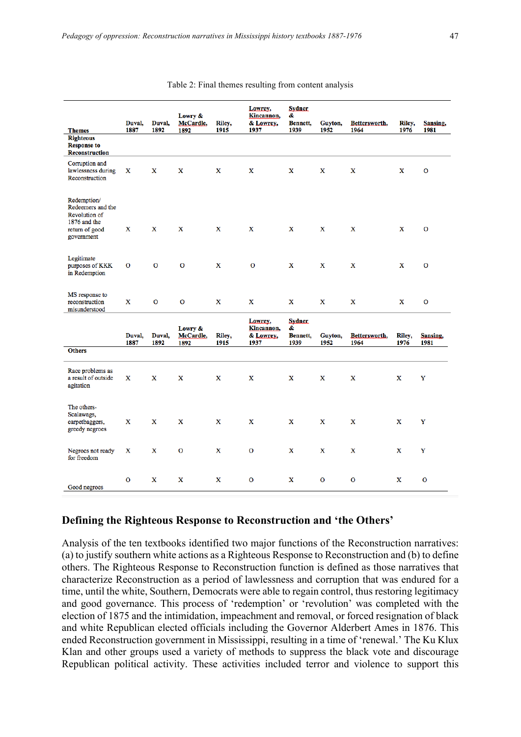Table 2: Final themes resulting from content analysis

| Themes | Duval, 1887 | Duval, 1892 | Lowry & McCardle, 1892 | Riley, 1915 | Lowrey, Kincannon, & Lowrey, 1937 | Sydner & Bennett, 1939 | Guyton, 1952 | Bettersworth, 1964 | Riley, 1976 | Sansing, 1981 |
|---|---|---|---|---|---|---|---|---|---|---|
| **Righteous Response to Reconstruction** | | | | | | | | | | |
| Corruption and lawlessness during Reconstruction | X | X | X | X | X | X | X | X | X | O |
| Redemption/ Redeemers and the Revolution of 1876 and the return of good government | X | X | X | X | X | X | X | X | X | O |
| Legitimate purposes of KKK in Redemption | O | O | O | X | O | X | X | X | X | O |
| MS response to reconstruction misunderstood | X | O | O | X | X | X | X | X | X | O |
| **Others** | | | | | | | | | | |
| Race problems as a result of outside agitation | X | X | X | X | X | X | X | X | X | Y |
| The others- Scalawags, carpetbaggers, greedy negroes | X | X | X | X | X | X | X | X | X | Y |
| Negroes not ready for freedom | X | X | O | X | O | X | X | X | X | Y |
| Good negroes | O | X | X | X | O | X | O | O | X | O |

## Defining the Righteous Response to Reconstruction and 'the Others'

Analysis of the ten textbooks identified two major functions of the Reconstruction narratives: (a) to justify southern white actions as a Righteous Response to Reconstruction and (b) to define others. The Righteous Response to Reconstruction function is defined as those narratives that characterize Reconstruction as a period of lawlessness and corruption that was endured for a time, until the white, Southern, Democrats were able to regain control, thus restoring legitimacy and good governance. This process of 'redemption' or 'revolution' was completed with the election of 1875 and the intimidation, impeachment and removal, or forced resignation of black and white Republican elected officials including the Governor Alderbert Ames in 1876. This ended Reconstruction government in Mississippi, resulting in a time of 'renewal.' The Ku Klux Klan and other groups used a variety of methods to suppress the black vote and discourage Republican political activity. These activities included terror and violence to support this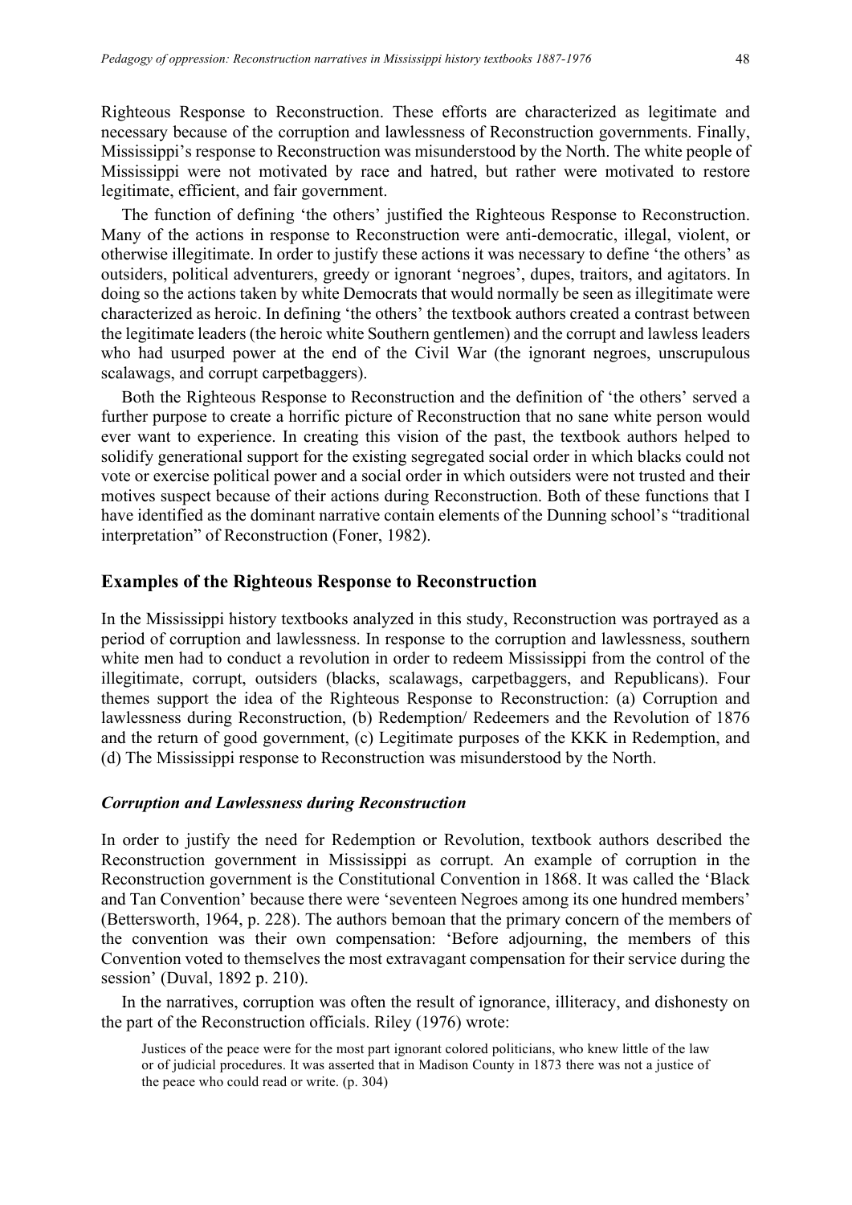Righteous Response to Reconstruction. These efforts are characterized as legitimate and necessary because of the corruption and lawlessness of Reconstruction governments. Finally, Mississippi's response to Reconstruction was misunderstood by the North. The white people of Mississippi were not motivated by race and hatred, but rather were motivated to restore legitimate, efficient, and fair government.

The function of defining 'the others' justified the Righteous Response to Reconstruction. Many of the actions in response to Reconstruction were anti-democratic, illegal, violent, or otherwise illegitimate. In order to justify these actions it was necessary to define 'the others' as outsiders, political adventurers, greedy or ignorant 'negroes', dupes, traitors, and agitators. In doing so the actions taken by white Democrats that would normally be seen as illegitimate were characterized as heroic. In defining 'the others' the textbook authors created a contrast between the legitimate leaders (the heroic white Southern gentlemen) and the corrupt and lawless leaders who had usurped power at the end of the Civil War (the ignorant negroes, unscrupulous scalawags, and corrupt carpetbaggers).

Both the Righteous Response to Reconstruction and the definition of 'the others' served a further purpose to create a horrific picture of Reconstruction that no sane white person would ever want to experience. In creating this vision of the past, the textbook authors helped to solidify generational support for the existing segregated social order in which blacks could not vote or exercise political power and a social order in which outsiders were not trusted and their motives suspect because of their actions during Reconstruction. Both of these functions that I have identified as the dominant narrative contain elements of the Dunning school's "traditional interpretation" of Reconstruction (Foner, 1982).

## Examples of the Righteous Response to Reconstruction

In the Mississippi history textbooks analyzed in this study, Reconstruction was portrayed as a period of corruption and lawlessness. In response to the corruption and lawlessness, southern white men had to conduct a revolution in order to redeem Mississippi from the control of the illegitimate, corrupt, outsiders (blacks, scalawags, carpetbaggers, and Republicans). Four themes support the idea of the Righteous Response to Reconstruction: (a) Corruption and lawlessness during Reconstruction, (b) Redemption/ Redeemers and the Revolution of 1876 and the return of good government, (c) Legitimate purposes of the KKK in Redemption, and (d) The Mississippi response to Reconstruction was misunderstood by the North.

### *Corruption and Lawlessness during Reconstruction*

In order to justify the need for Redemption or Revolution, textbook authors described the Reconstruction government in Mississippi as corrupt. An example of corruption in the Reconstruction government is the Constitutional Convention in 1868. It was called the 'Black and Tan Convention' because there were 'seventeen Negroes among its one hundred members' (Bettersworth, 1964, p. 228). The authors bemoan that the primary concern of the members of the convention was their own compensation: 'Before adjourning, the members of this Convention voted to themselves the most extravagant compensation for their service during the session' (Duval, 1892 p. 210).

In the narratives, corruption was often the result of ignorance, illiteracy, and dishonesty on the part of the Reconstruction officials. Riley (1976) wrote:

> Justices of the peace were for the most part ignorant colored politicians, who knew little of the law or of judicial procedures. It was asserted that in Madison County in 1873 there was not a justice of the peace who could read or write. (p. 304)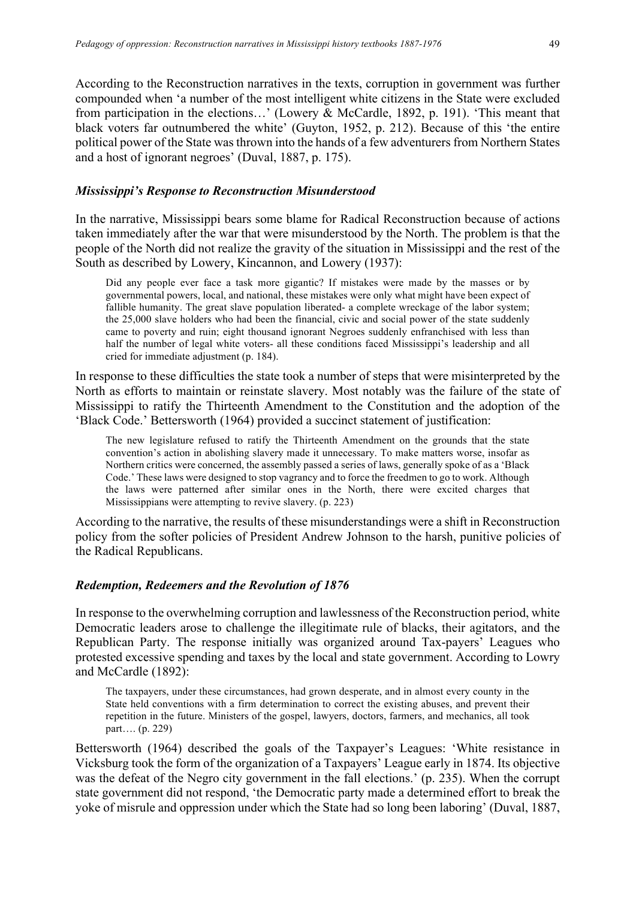According to the Reconstruction narratives in the texts, corruption in government was further compounded when 'a number of the most intelligent white citizens in the State were excluded from participation in the elections…' (Lowery & McCardle, 1892, p. 191). 'This meant that black voters far outnumbered the white' (Guyton, 1952, p. 212). Because of this 'the entire political power of the State was thrown into the hands of a few adventurers from Northern States and a host of ignorant negroes' (Duval, 1887, p. 175).

### *Mississippi's Response to Reconstruction Misunderstood*

In the narrative, Mississippi bears some blame for Radical Reconstruction because of actions taken immediately after the war that were misunderstood by the North. The problem is that the people of the North did not realize the gravity of the situation in Mississippi and the rest of the South as described by Lowery, Kincannon, and Lowery (1937):

> Did any people ever face a task more gigantic? If mistakes were made by the masses or by governmental powers, local, and national, these mistakes were only what might have been expect of fallible humanity. The great slave population liberated- a complete wreckage of the labor system; the 25,000 slave holders who had been the financial, civic and social power of the state suddenly came to poverty and ruin; eight thousand ignorant Negroes suddenly enfranchised with less than half the number of legal white voters- all these conditions faced Mississippi's leadership and all cried for immediate adjustment (p. 184).

In response to these difficulties the state took a number of steps that were misinterpreted by the North as efforts to maintain or reinstate slavery. Most notably was the failure of the state of Mississippi to ratify the Thirteenth Amendment to the Constitution and the adoption of the 'Black Code.' Bettersworth (1964) provided a succinct statement of justification:

> The new legislature refused to ratify the Thirteenth Amendment on the grounds that the state convention's action in abolishing slavery made it unnecessary. To make matters worse, insofar as Northern critics were concerned, the assembly passed a series of laws, generally spoke of as a 'Black Code.' These laws were designed to stop vagrancy and to force the freedmen to go to work. Although the laws were patterned after similar ones in the North, there were excited charges that Mississippians were attempting to revive slavery. (p. 223)

According to the narrative, the results of these misunderstandings were a shift in Reconstruction policy from the softer policies of President Andrew Johnson to the harsh, punitive policies of the Radical Republicans.

### *Redemption, Redeemers and the Revolution of 1876*

In response to the overwhelming corruption and lawlessness of the Reconstruction period, white Democratic leaders arose to challenge the illegitimate rule of blacks, their agitators, and the Republican Party. The response initially was organized around Tax-payers' Leagues who protested excessive spending and taxes by the local and state government. According to Lowry and McCardle (1892):

> The taxpayers, under these circumstances, had grown desperate, and in almost every county in the State held conventions with a firm determination to correct the existing abuses, and prevent their repetition in the future. Ministers of the gospel, lawyers, doctors, farmers, and mechanics, all took part…. (p. 229)

Bettersworth (1964) described the goals of the Taxpayer's Leagues: 'White resistance in Vicksburg took the form of the organization of a Taxpayers' League early in 1874. Its objective was the defeat of the Negro city government in the fall elections.' (p. 235). When the corrupt state government did not respond, 'the Democratic party made a determined effort to break the yoke of misrule and oppression under which the State had so long been laboring' (Duval, 1887,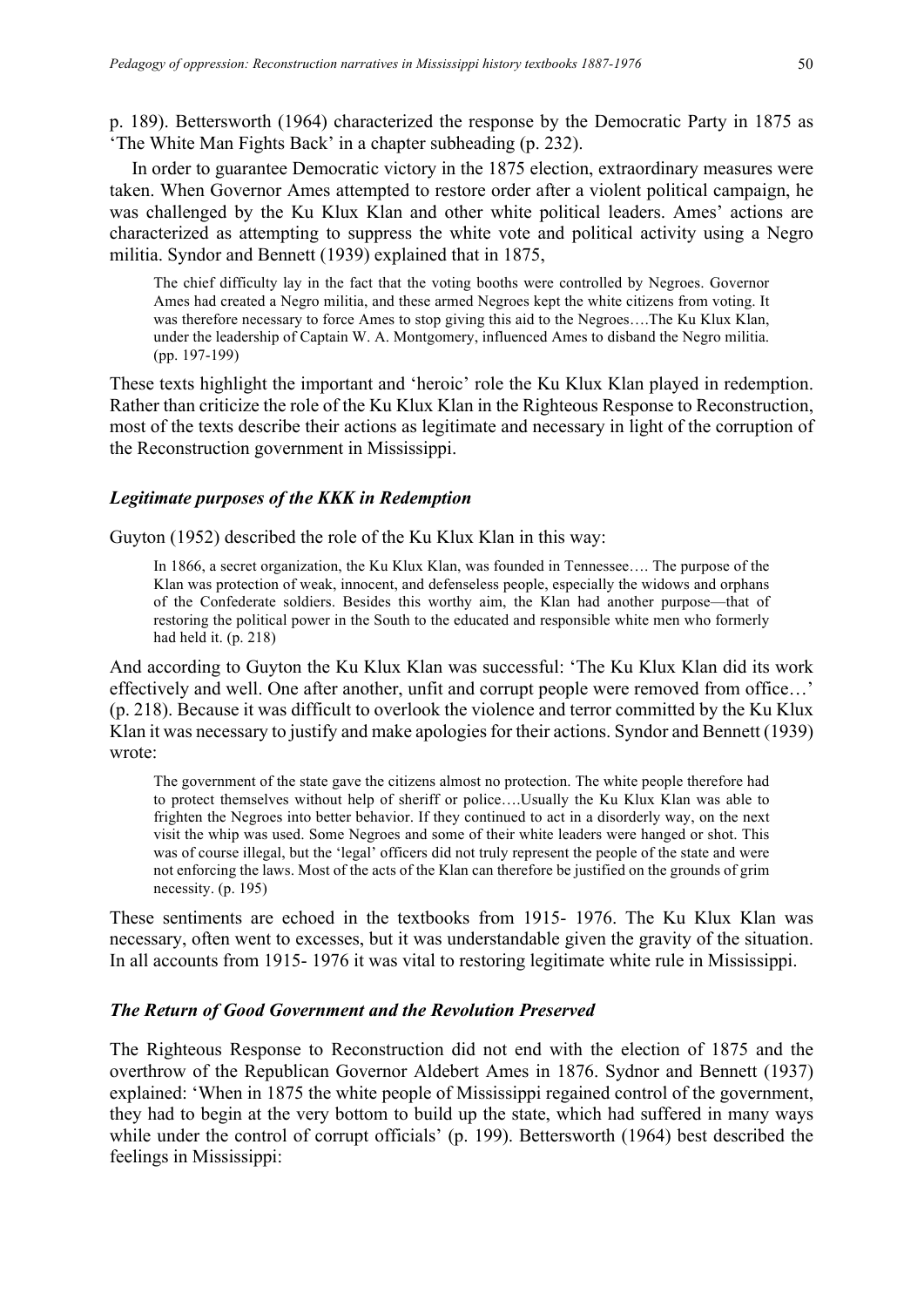p. 189). Bettersworth (1964) characterized the response by the Democratic Party in 1875 as 'The White Man Fights Back' in a chapter subheading (p. 232).

In order to guarantee Democratic victory in the 1875 election, extraordinary measures were taken. When Governor Ames attempted to restore order after a violent political campaign, he was challenged by the Ku Klux Klan and other white political leaders. Ames' actions are characterized as attempting to suppress the white vote and political activity using a Negro militia. Syndor and Bennett (1939) explained that in 1875,

> The chief difficulty lay in the fact that the voting booths were controlled by Negroes. Governor Ames had created a Negro militia, and these armed Negroes kept the white citizens from voting. It was therefore necessary to force Ames to stop giving this aid to the Negroes….The Ku Klux Klan, under the leadership of Captain W. A. Montgomery, influenced Ames to disband the Negro militia. (pp. 197-199)

These texts highlight the important and 'heroic' role the Ku Klux Klan played in redemption. Rather than criticize the role of the Ku Klux Klan in the Righteous Response to Reconstruction, most of the texts describe their actions as legitimate and necessary in light of the corruption of the Reconstruction government in Mississippi.

### *Legitimate purposes of the KKK in Redemption*

Guyton (1952) described the role of the Ku Klux Klan in this way:

> In 1866, a secret organization, the Ku Klux Klan, was founded in Tennessee…. The purpose of the Klan was protection of weak, innocent, and defenseless people, especially the widows and orphans of the Confederate soldiers. Besides this worthy aim, the Klan had another purpose—that of restoring the political power in the South to the educated and responsible white men who formerly had held it. (p. 218)

And according to Guyton the Ku Klux Klan was successful: 'The Ku Klux Klan did its work effectively and well. One after another, unfit and corrupt people were removed from office…' (p. 218). Because it was difficult to overlook the violence and terror committed by the Ku Klux Klan it was necessary to justify and make apologies for their actions. Syndor and Bennett (1939) wrote:

> The government of the state gave the citizens almost no protection. The white people therefore had to protect themselves without help of sheriff or police….Usually the Ku Klux Klan was able to frighten the Negroes into better behavior. If they continued to act in a disorderly way, on the next visit the whip was used. Some Negroes and some of their white leaders were hanged or shot. This was of course illegal, but the 'legal' officers did not truly represent the people of the state and were not enforcing the laws. Most of the acts of the Klan can therefore be justified on the grounds of grim necessity. (p. 195)

These sentiments are echoed in the textbooks from 1915- 1976. The Ku Klux Klan was necessary, often went to excesses, but it was understandable given the gravity of the situation. In all accounts from 1915- 1976 it was vital to restoring legitimate white rule in Mississippi.

### *The Return of Good Government and the Revolution Preserved*

The Righteous Response to Reconstruction did not end with the election of 1875 and the overthrow of the Republican Governor Aldebert Ames in 1876. Sydnor and Bennett (1937) explained: 'When in 1875 the white people of Mississippi regained control of the government, they had to begin at the very bottom to build up the state, which had suffered in many ways while under the control of corrupt officials' (p. 199). Bettersworth (1964) best described the feelings in Mississippi: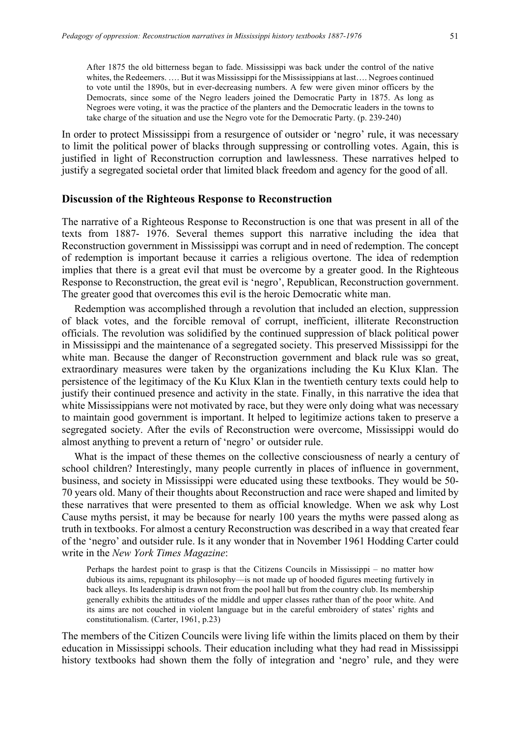> After 1875 the old bitterness began to fade. Mississippi was back under the control of the native whites, the Redeemers. …. But it was Mississippi for the Mississippians at last…. Negroes continued to vote until the 1890s, but in ever-decreasing numbers. A few were given minor officers by the Democrats, since some of the Negro leaders joined the Democratic Party in 1875. As long as Negroes were voting, it was the practice of the planters and the Democratic leaders in the towns to take charge of the situation and use the Negro vote for the Democratic Party. (p. 239-240)

In order to protect Mississippi from a resurgence of outsider or 'negro' rule, it was necessary to limit the political power of blacks through suppressing or controlling votes. Again, this is justified in light of Reconstruction corruption and lawlessness. These narratives helped to justify a segregated societal order that limited black freedom and agency for the good of all.

## Discussion of the Righteous Response to Reconstruction

The narrative of a Righteous Response to Reconstruction is one that was present in all of the texts from 1887- 1976. Several themes support this narrative including the idea that Reconstruction government in Mississippi was corrupt and in need of redemption. The concept of redemption is important because it carries a religious overtone. The idea of redemption implies that there is a great evil that must be overcome by a greater good. In the Righteous Response to Reconstruction, the great evil is 'negro', Republican, Reconstruction government. The greater good that overcomes this evil is the heroic Democratic white man.

Redemption was accomplished through a revolution that included an election, suppression of black votes, and the forcible removal of corrupt, inefficient, illiterate Reconstruction officials. The revolution was solidified by the continued suppression of black political power in Mississippi and the maintenance of a segregated society. This preserved Mississippi for the white man. Because the danger of Reconstruction government and black rule was so great, extraordinary measures were taken by the organizations including the Ku Klux Klan. The persistence of the legitimacy of the Ku Klux Klan in the twentieth century texts could help to justify their continued presence and activity in the state. Finally, in this narrative the idea that white Mississippians were not motivated by race, but they were only doing what was necessary to maintain good government is important. It helped to legitimize actions taken to preserve a segregated society. After the evils of Reconstruction were overcome, Mississippi would do almost anything to prevent a return of 'negro' or outsider rule.

What is the impact of these themes on the collective consciousness of nearly a century of school children? Interestingly, many people currently in places of influence in government, business, and society in Mississippi were educated using these textbooks. They would be 50-70 years old. Many of their thoughts about Reconstruction and race were shaped and limited by these narratives that were presented to them as official knowledge. When we ask why Lost Cause myths persist, it may be because for nearly 100 years the myths were passed along as truth in textbooks. For almost a century Reconstruction was described in a way that created fear of the 'negro' and outsider rule. Is it any wonder that in November 1961 Hodding Carter could write in the *New York Times Magazine*:

> Perhaps the hardest point to grasp is that the Citizens Councils in Mississippi – no matter how dubious its aims, repugnant its philosophy—is not made up of hooded figures meeting furtively in back alleys. Its leadership is drawn not from the pool hall but from the country club. Its membership generally exhibits the attitudes of the middle and upper classes rather than of the poor white. And its aims are not couched in violent language but in the careful embroidery of states' rights and constitutionalism. (Carter, 1961, p.23)

The members of the Citizen Councils were living life within the limits placed on them by their education in Mississippi schools. Their education including what they had read in Mississippi history textbooks had shown them the folly of integration and 'negro' rule, and they were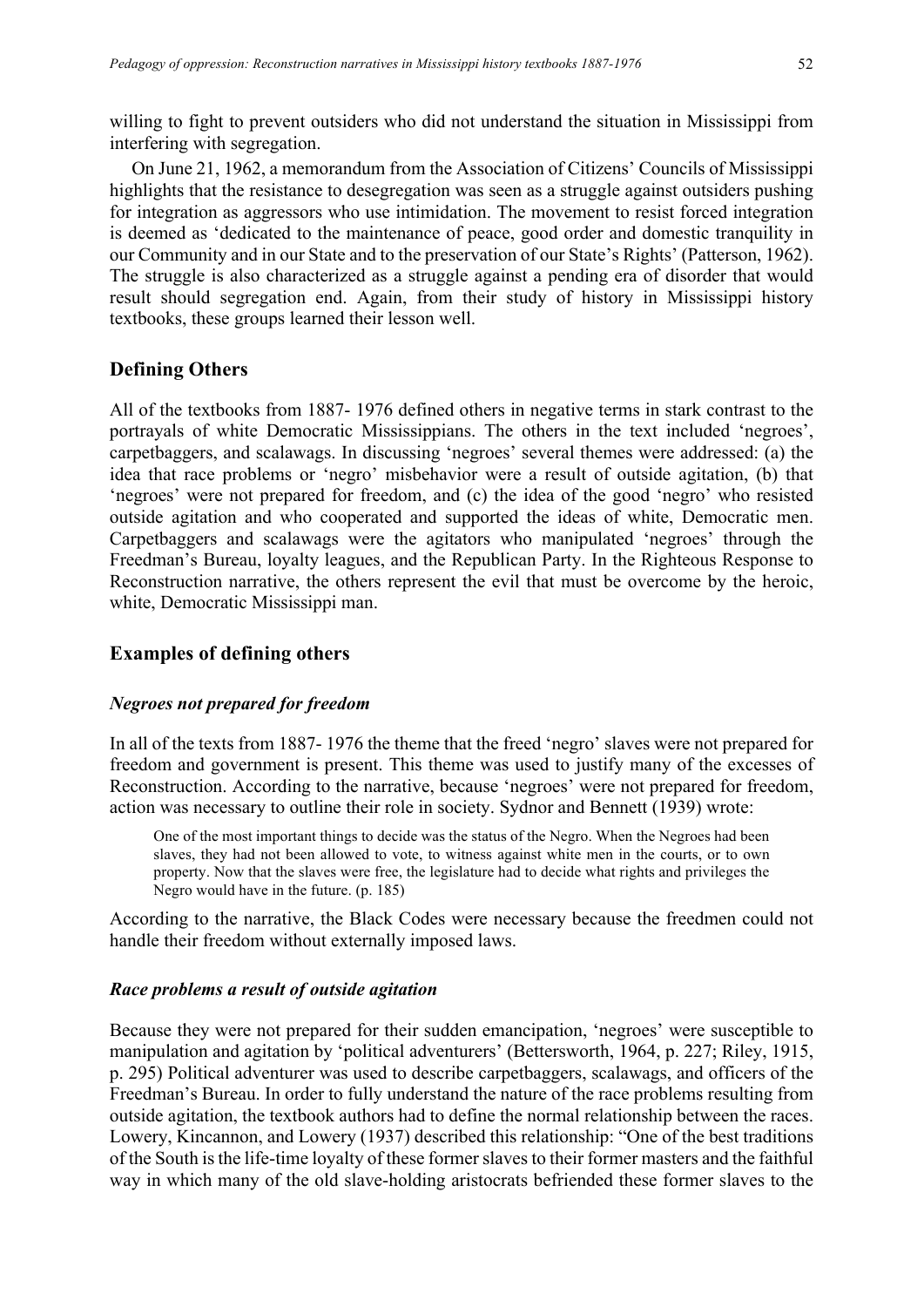willing to fight to prevent outsiders who did not understand the situation in Mississippi from interfering with segregation.

On June 21, 1962, a memorandum from the Association of Citizens' Councils of Mississippi highlights that the resistance to desegregation was seen as a struggle against outsiders pushing for integration as aggressors who use intimidation. The movement to resist forced integration is deemed as 'dedicated to the maintenance of peace, good order and domestic tranquility in our Community and in our State and to the preservation of our State's Rights' (Patterson, 1962). The struggle is also characterized as a struggle against a pending era of disorder that would result should segregation end. Again, from their study of history in Mississippi history textbooks, these groups learned their lesson well.

## Defining Others

All of the textbooks from 1887- 1976 defined others in negative terms in stark contrast to the portrayals of white Democratic Mississippians. The others in the text included 'negroes', carpetbaggers, and scalawags. In discussing 'negroes' several themes were addressed: (a) the idea that race problems or 'negro' misbehavior were a result of outside agitation, (b) that 'negroes' were not prepared for freedom, and (c) the idea of the good 'negro' who resisted outside agitation and who cooperated and supported the ideas of white, Democratic men. Carpetbaggers and scalawags were the agitators who manipulated 'negroes' through the Freedman's Bureau, loyalty leagues, and the Republican Party. In the Righteous Response to Reconstruction narrative, the others represent the evil that must be overcome by the heroic, white, Democratic Mississippi man.

## Examples of defining others

### *Negroes not prepared for freedom*

In all of the texts from 1887- 1976 the theme that the freed 'negro' slaves were not prepared for freedom and government is present. This theme was used to justify many of the excesses of Reconstruction. According to the narrative, because 'negroes' were not prepared for freedom, action was necessary to outline their role in society. Sydnor and Bennett (1939) wrote:

> One of the most important things to decide was the status of the Negro. When the Negroes had been slaves, they had not been allowed to vote, to witness against white men in the courts, or to own property. Now that the slaves were free, the legislature had to decide what rights and privileges the Negro would have in the future. (p. 185)

According to the narrative, the Black Codes were necessary because the freedmen could not handle their freedom without externally imposed laws.

### *Race problems a result of outside agitation*

Because they were not prepared for their sudden emancipation, 'negroes' were susceptible to manipulation and agitation by 'political adventurers' (Bettersworth, 1964, p. 227; Riley, 1915, p. 295) Political adventurer was used to describe carpetbaggers, scalawags, and officers of the Freedman's Bureau. In order to fully understand the nature of the race problems resulting from outside agitation, the textbook authors had to define the normal relationship between the races. Lowery, Kincannon, and Lowery (1937) described this relationship: "One of the best traditions of the South is the life-time loyalty of these former slaves to their former masters and the faithful way in which many of the old slave-holding aristocrats befriended these former slaves to the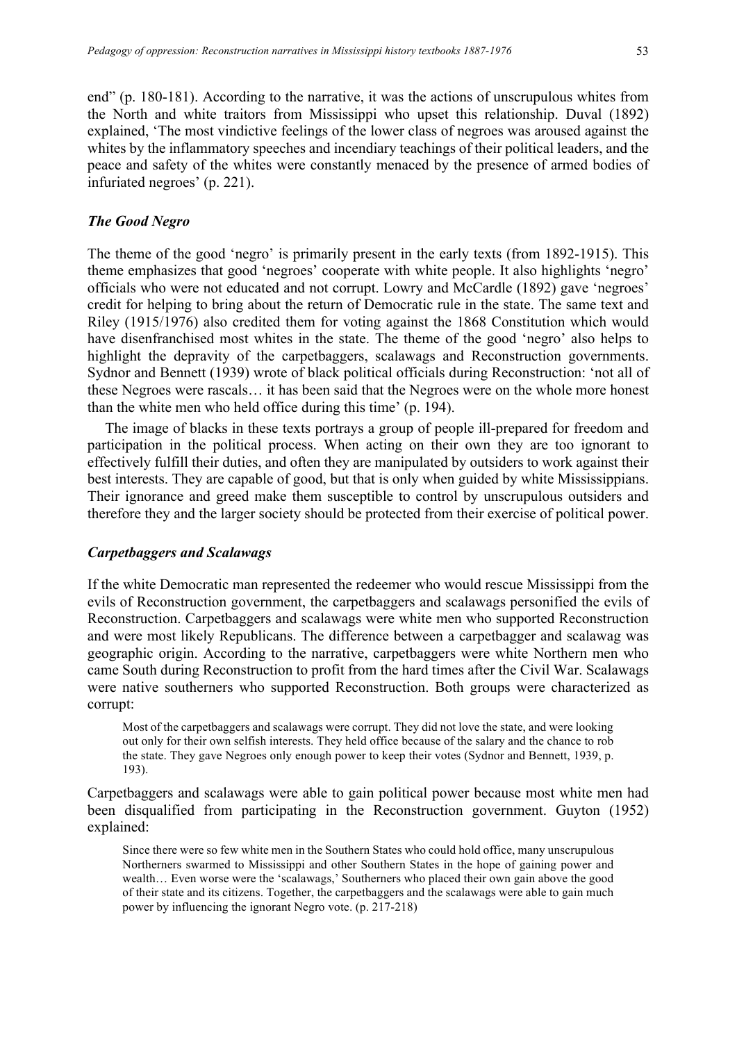end" (p. 180-181). According to the narrative, it was the actions of unscrupulous whites from the North and white traitors from Mississippi who upset this relationship. Duval (1892) explained, 'The most vindictive feelings of the lower class of negroes was aroused against the whites by the inflammatory speeches and incendiary teachings of their political leaders, and the peace and safety of the whites were constantly menaced by the presence of armed bodies of infuriated negroes' (p. 221).

### *The Good Negro*

The theme of the good 'negro' is primarily present in the early texts (from 1892-1915). This theme emphasizes that good 'negroes' cooperate with white people. It also highlights 'negro' officials who were not educated and not corrupt. Lowry and McCardle (1892) gave 'negroes' credit for helping to bring about the return of Democratic rule in the state. The same text and Riley (1915/1976) also credited them for voting against the 1868 Constitution which would have disenfranchised most whites in the state. The theme of the good 'negro' also helps to highlight the depravity of the carpetbaggers, scalawags and Reconstruction governments. Sydnor and Bennett (1939) wrote of black political officials during Reconstruction: 'not all of these Negroes were rascals… it has been said that the Negroes were on the whole more honest than the white men who held office during this time' (p. 194).

The image of blacks in these texts portrays a group of people ill-prepared for freedom and participation in the political process. When acting on their own they are too ignorant to effectively fulfill their duties, and often they are manipulated by outsiders to work against their best interests. They are capable of good, but that is only when guided by white Mississippians. Their ignorance and greed make them susceptible to control by unscrupulous outsiders and therefore they and the larger society should be protected from their exercise of political power.

### *Carpetbaggers and Scalawags*

If the white Democratic man represented the redeemer who would rescue Mississippi from the evils of Reconstruction government, the carpetbaggers and scalawags personified the evils of Reconstruction. Carpetbaggers and scalawags were white men who supported Reconstruction and were most likely Republicans. The difference between a carpetbagger and scalawag was geographic origin. According to the narrative, carpetbaggers were white Northern men who came South during Reconstruction to profit from the hard times after the Civil War. Scalawags were native southerners who supported Reconstruction. Both groups were characterized as corrupt:

> Most of the carpetbaggers and scalawags were corrupt. They did not love the state, and were looking out only for their own selfish interests. They held office because of the salary and the chance to rob the state. They gave Negroes only enough power to keep their votes (Sydnor and Bennett, 1939, p. 193).

Carpetbaggers and scalawags were able to gain political power because most white men had been disqualified from participating in the Reconstruction government. Guyton (1952) explained:

> Since there were so few white men in the Southern States who could hold office, many unscrupulous Northerners swarmed to Mississippi and other Southern States in the hope of gaining power and wealth… Even worse were the 'scalawags,' Southerners who placed their own gain above the good of their state and its citizens. Together, the carpetbaggers and the scalawags were able to gain much power by influencing the ignorant Negro vote. (p. 217-218)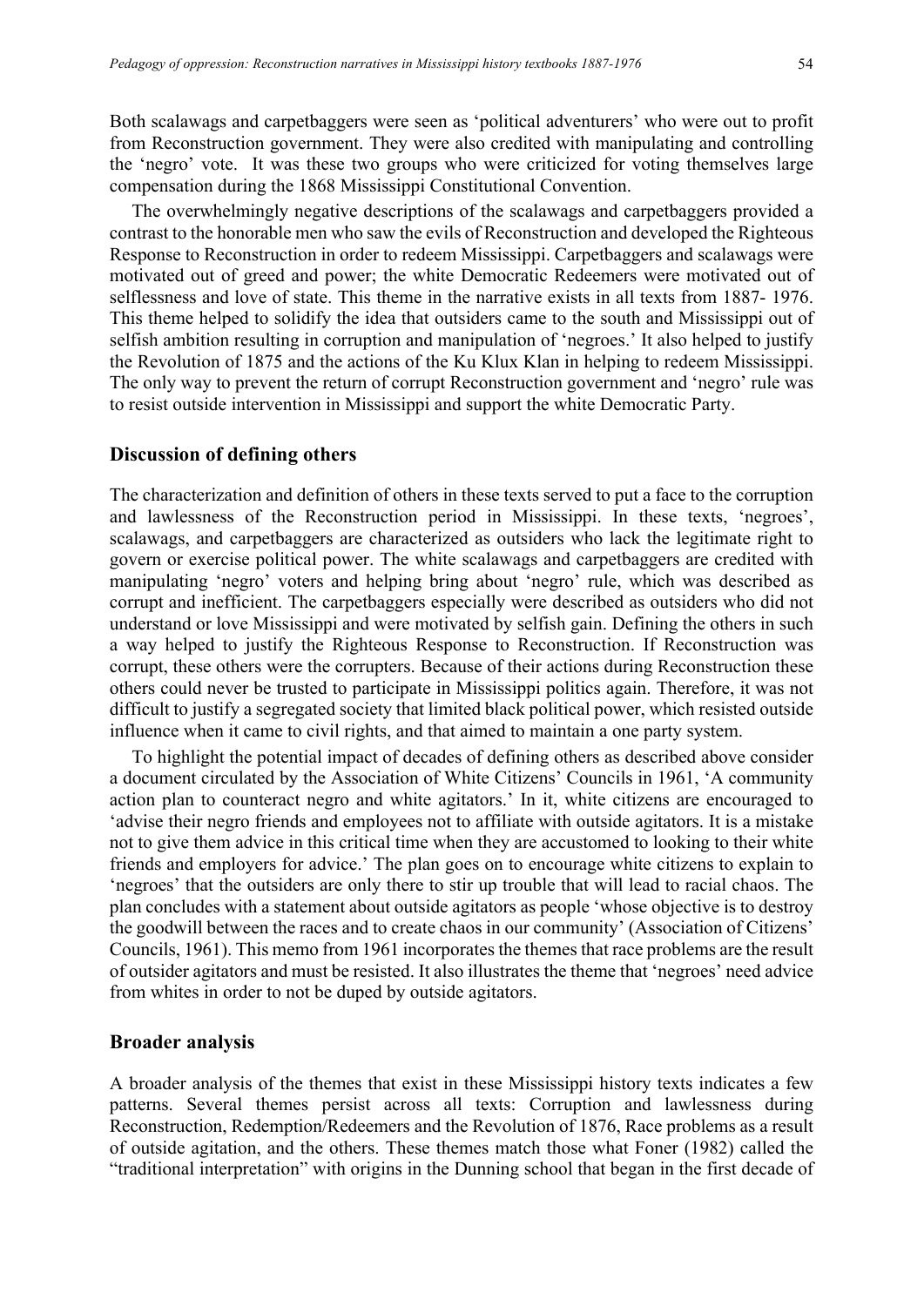Both scalawags and carpetbaggers were seen as 'political adventurers' who were out to profit from Reconstruction government. They were also credited with manipulating and controlling the 'negro' vote. It was these two groups who were criticized for voting themselves large compensation during the 1868 Mississippi Constitutional Convention.

The overwhelmingly negative descriptions of the scalawags and carpetbaggers provided a contrast to the honorable men who saw the evils of Reconstruction and developed the Righteous Response to Reconstruction in order to redeem Mississippi. Carpetbaggers and scalawags were motivated out of greed and power; the white Democratic Redeemers were motivated out of selflessness and love of state. This theme in the narrative exists in all texts from 1887- 1976. This theme helped to solidify the idea that outsiders came to the south and Mississippi out of selfish ambition resulting in corruption and manipulation of 'negroes.' It also helped to justify the Revolution of 1875 and the actions of the Ku Klux Klan in helping to redeem Mississippi. The only way to prevent the return of corrupt Reconstruction government and 'negro' rule was to resist outside intervention in Mississippi and support the white Democratic Party.

## Discussion of defining others

The characterization and definition of others in these texts served to put a face to the corruption and lawlessness of the Reconstruction period in Mississippi. In these texts, 'negroes', scalawags, and carpetbaggers are characterized as outsiders who lack the legitimate right to govern or exercise political power. The white scalawags and carpetbaggers are credited with manipulating 'negro' voters and helping bring about 'negro' rule, which was described as corrupt and inefficient. The carpetbaggers especially were described as outsiders who did not understand or love Mississippi and were motivated by selfish gain. Defining the others in such a way helped to justify the Righteous Response to Reconstruction. If Reconstruction was corrupt, these others were the corrupters. Because of their actions during Reconstruction these others could never be trusted to participate in Mississippi politics again. Therefore, it was not difficult to justify a segregated society that limited black political power, which resisted outside influence when it came to civil rights, and that aimed to maintain a one party system.

To highlight the potential impact of decades of defining others as described above consider a document circulated by the Association of White Citizens' Councils in 1961, 'A community action plan to counteract negro and white agitators.' In it, white citizens are encouraged to 'advise their negro friends and employees not to affiliate with outside agitators. It is a mistake not to give them advice in this critical time when they are accustomed to looking to their white friends and employers for advice.' The plan goes on to encourage white citizens to explain to 'negroes' that the outsiders are only there to stir up trouble that will lead to racial chaos. The plan concludes with a statement about outside agitators as people 'whose objective is to destroy the goodwill between the races and to create chaos in our community' (Association of Citizens' Councils, 1961). This memo from 1961 incorporates the themes that race problems are the result of outsider agitators and must be resisted. It also illustrates the theme that 'negroes' need advice from whites in order to not be duped by outside agitators.

## Broader analysis

A broader analysis of the themes that exist in these Mississippi history texts indicates a few patterns. Several themes persist across all texts: Corruption and lawlessness during Reconstruction, Redemption/Redeemers and the Revolution of 1876, Race problems as a result of outside agitation, and the others. These themes match those what Foner (1982) called the "traditional interpretation" with origins in the Dunning school that began in the first decade of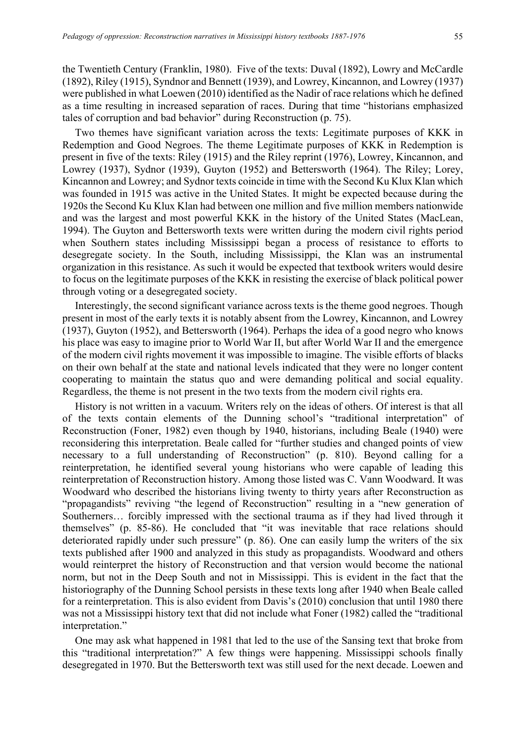the Twentieth Century (Franklin, 1980). Five of the texts: Duval (1892), Lowry and McCardle (1892), Riley (1915), Syndnor and Bennett (1939), and Lowrey, Kincannon, and Lowrey (1937) were published in what Loewen (2010) identified as the Nadir of race relations which he defined as a time resulting in increased separation of races. During that time "historians emphasized tales of corruption and bad behavior" during Reconstruction (p. 75).

Two themes have significant variation across the texts: Legitimate purposes of KKK in Redemption and Good Negroes. The theme Legitimate purposes of KKK in Redemption is present in five of the texts: Riley (1915) and the Riley reprint (1976), Lowrey, Kincannon, and Lowrey (1937), Sydnor (1939), Guyton (1952) and Bettersworth (1964). The Riley; Lorey, Kincannon and Lowrey; and Sydnor texts coincide in time with the Second Ku Klux Klan which was founded in 1915 was active in the United States. It might be expected because during the 1920s the Second Ku Klux Klan had between one million and five million members nationwide and was the largest and most powerful KKK in the history of the United States (MacLean, 1994). The Guyton and Bettersworth texts were written during the modern civil rights period when Southern states including Mississippi began a process of resistance to efforts to desegregate society. In the South, including Mississippi, the Klan was an instrumental organization in this resistance. As such it would be expected that textbook writers would desire to focus on the legitimate purposes of the KKK in resisting the exercise of black political power through voting or a desegregated society.

Interestingly, the second significant variance across texts is the theme good negroes. Though present in most of the early texts it is notably absent from the Lowrey, Kincannon, and Lowrey (1937), Guyton (1952), and Bettersworth (1964). Perhaps the idea of a good negro who knows his place was easy to imagine prior to World War II, but after World War II and the emergence of the modern civil rights movement it was impossible to imagine. The visible efforts of blacks on their own behalf at the state and national levels indicated that they were no longer content cooperating to maintain the status quo and were demanding political and social equality. Regardless, the theme is not present in the two texts from the modern civil rights era.

History is not written in a vacuum. Writers rely on the ideas of others. Of interest is that all of the texts contain elements of the Dunning school's "traditional interpretation" of Reconstruction (Foner, 1982) even though by 1940, historians, including Beale (1940) were reconsidering this interpretation. Beale called for "further studies and changed points of view necessary to a full understanding of Reconstruction" (p. 810). Beyond calling for a reinterpretation, he identified several young historians who were capable of leading this reinterpretation of Reconstruction history. Among those listed was C. Vann Woodward. It was Woodward who described the historians living twenty to thirty years after Reconstruction as "propagandists" reviving "the legend of Reconstruction" resulting in a "new generation of Southerners… forcibly impressed with the sectional trauma as if they had lived through it themselves" (p. 85-86). He concluded that "it was inevitable that race relations should deteriorated rapidly under such pressure" (p. 86). One can easily lump the writers of the six texts published after 1900 and analyzed in this study as propagandists. Woodward and others would reinterpret the history of Reconstruction and that version would become the national norm, but not in the Deep South and not in Mississippi. This is evident in the fact that the historiography of the Dunning School persists in these texts long after 1940 when Beale called for a reinterpretation. This is also evident from Davis's (2010) conclusion that until 1980 there was not a Mississippi history text that did not include what Foner (1982) called the "traditional interpretation."

One may ask what happened in 1981 that led to the use of the Sansing text that broke from this "traditional interpretation?" A few things were happening. Mississippi schools finally desegregated in 1970. But the Bettersworth text was still used for the next decade. Loewen and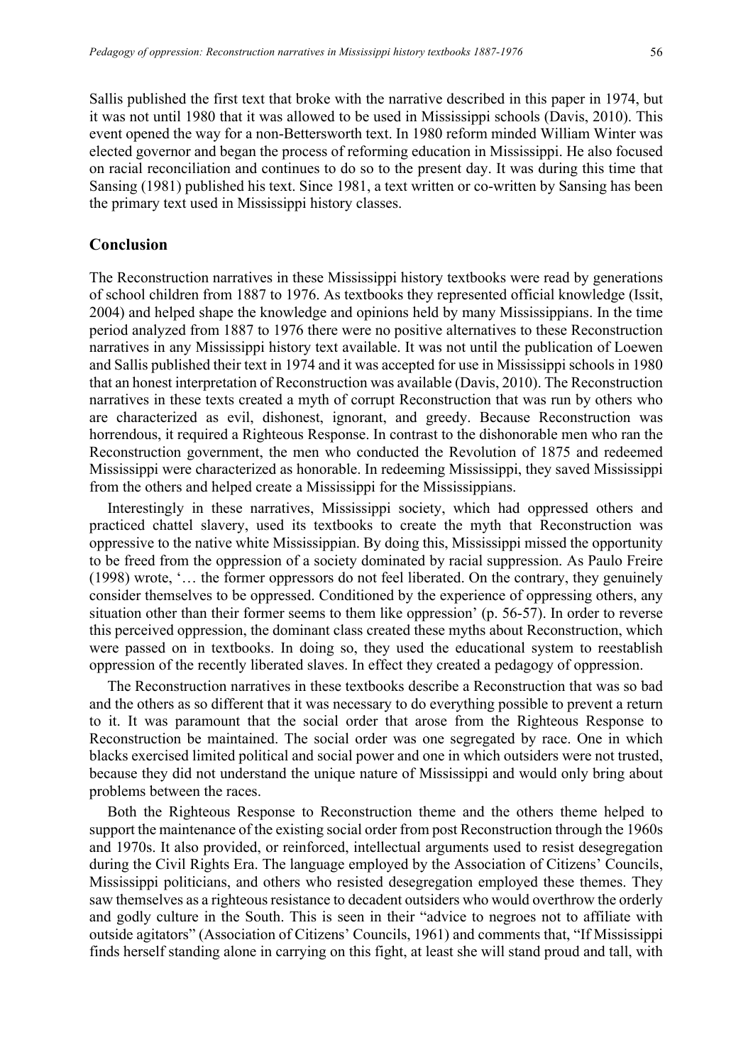Sallis published the first text that broke with the narrative described in this paper in 1974, but it was not until 1980 that it was allowed to be used in Mississippi schools (Davis, 2010). This event opened the way for a non-Bettersworth text. In 1980 reform minded William Winter was elected governor and began the process of reforming education in Mississippi. He also focused on racial reconciliation and continues to do so to the present day. It was during this time that Sansing (1981) published his text. Since 1981, a text written or co-written by Sansing has been the primary text used in Mississippi history classes.

## Conclusion

The Reconstruction narratives in these Mississippi history textbooks were read by generations of school children from 1887 to 1976. As textbooks they represented official knowledge (Issit, 2004) and helped shape the knowledge and opinions held by many Mississippians. In the time period analyzed from 1887 to 1976 there were no positive alternatives to these Reconstruction narratives in any Mississippi history text available. It was not until the publication of Loewen and Sallis published their text in 1974 and it was accepted for use in Mississippi schools in 1980 that an honest interpretation of Reconstruction was available (Davis, 2010). The Reconstruction narratives in these texts created a myth of corrupt Reconstruction that was run by others who are characterized as evil, dishonest, ignorant, and greedy. Because Reconstruction was horrendous, it required a Righteous Response. In contrast to the dishonorable men who ran the Reconstruction government, the men who conducted the Revolution of 1875 and redeemed Mississippi were characterized as honorable. In redeeming Mississippi, they saved Mississippi from the others and helped create a Mississippi for the Mississippians.

Interestingly in these narratives, Mississippi society, which had oppressed others and practiced chattel slavery, used its textbooks to create the myth that Reconstruction was oppressive to the native white Mississippian. By doing this, Mississippi missed the opportunity to be freed from the oppression of a society dominated by racial suppression. As Paulo Freire (1998) wrote, '… the former oppressors do not feel liberated. On the contrary, they genuinely consider themselves to be oppressed. Conditioned by the experience of oppressing others, any situation other than their former seems to them like oppression' (p. 56-57). In order to reverse this perceived oppression, the dominant class created these myths about Reconstruction, which were passed on in textbooks. In doing so, they used the educational system to reestablish oppression of the recently liberated slaves. In effect they created a pedagogy of oppression.

The Reconstruction narratives in these textbooks describe a Reconstruction that was so bad and the others as so different that it was necessary to do everything possible to prevent a return to it. It was paramount that the social order that arose from the Righteous Response to Reconstruction be maintained. The social order was one segregated by race. One in which blacks exercised limited political and social power and one in which outsiders were not trusted, because they did not understand the unique nature of Mississippi and would only bring about problems between the races.

Both the Righteous Response to Reconstruction theme and the others theme helped to support the maintenance of the existing social order from post Reconstruction through the 1960s and 1970s. It also provided, or reinforced, intellectual arguments used to resist desegregation during the Civil Rights Era. The language employed by the Association of Citizens' Councils, Mississippi politicians, and others who resisted desegregation employed these themes. They saw themselves as a righteous resistance to decadent outsiders who would overthrow the orderly and godly culture in the South. This is seen in their "advice to negroes not to affiliate with outside agitators" (Association of Citizens' Councils, 1961) and comments that, "If Mississippi finds herself standing alone in carrying on this fight, at least she will stand proud and tall, with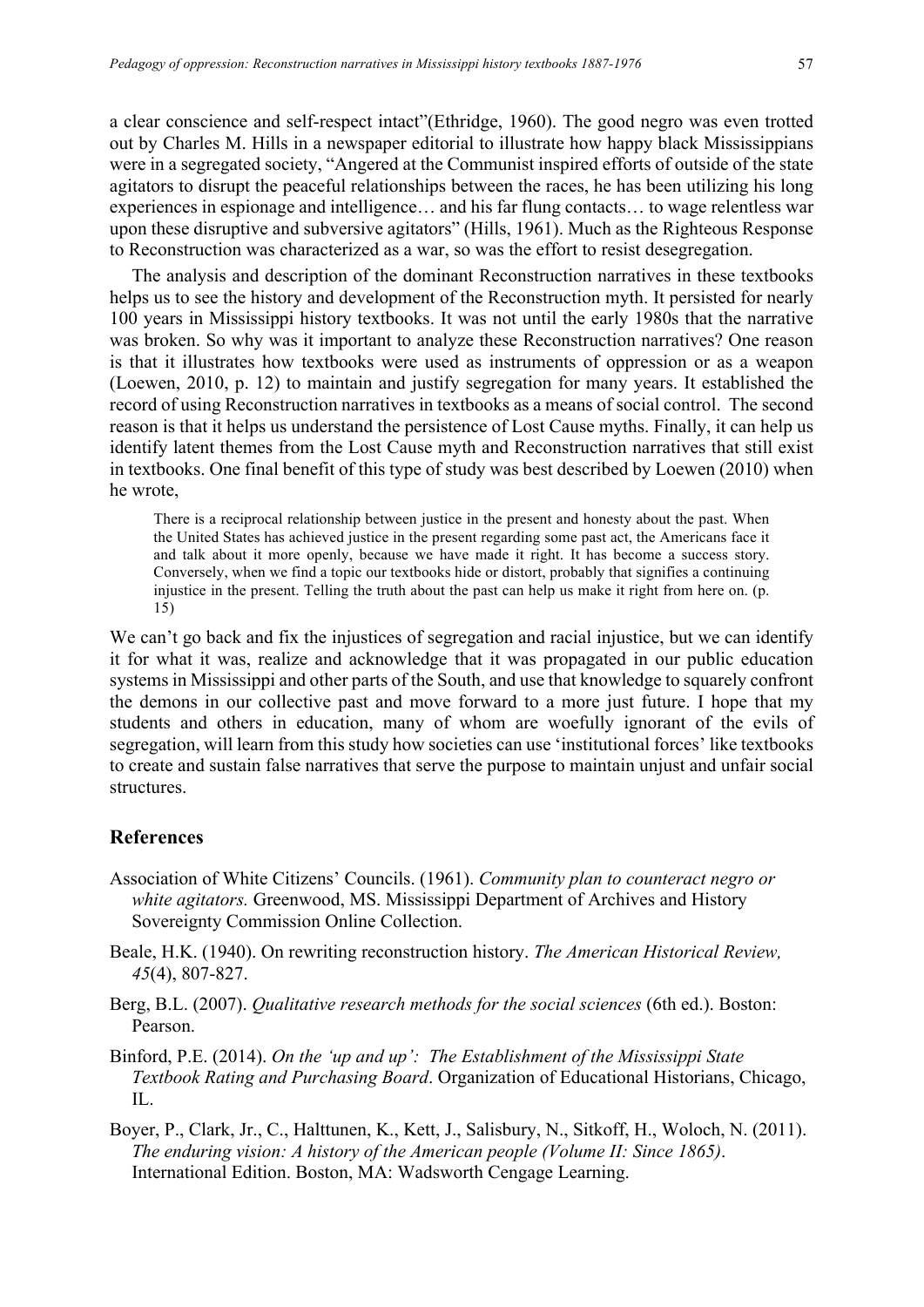a clear conscience and self-respect intact"(Ethridge, 1960). The good negro was even trotted out by Charles M. Hills in a newspaper editorial to illustrate how happy black Mississippians were in a segregated society, "Angered at the Communist inspired efforts of outside of the state agitators to disrupt the peaceful relationships between the races, he has been utilizing his long experiences in espionage and intelligence… and his far flung contacts… to wage relentless war upon these disruptive and subversive agitators" (Hills, 1961). Much as the Righteous Response to Reconstruction was characterized as a war, so was the effort to resist desegregation.

The analysis and description of the dominant Reconstruction narratives in these textbooks helps us to see the history and development of the Reconstruction myth. It persisted for nearly 100 years in Mississippi history textbooks. It was not until the early 1980s that the narrative was broken. So why was it important to analyze these Reconstruction narratives? One reason is that it illustrates how textbooks were used as instruments of oppression or as a weapon (Loewen, 2010, p. 12) to maintain and justify segregation for many years. It established the record of using Reconstruction narratives in textbooks as a means of social control. The second reason is that it helps us understand the persistence of Lost Cause myths. Finally, it can help us identify latent themes from the Lost Cause myth and Reconstruction narratives that still exist in textbooks. One final benefit of this type of study was best described by Loewen (2010) when he wrote,

> There is a reciprocal relationship between justice in the present and honesty about the past. When the United States has achieved justice in the present regarding some past act, the Americans face it and talk about it more openly, because we have made it right. It has become a success story. Conversely, when we find a topic our textbooks hide or distort, probably that signifies a continuing injustice in the present. Telling the truth about the past can help us make it right from here on. (p. 15)

We can't go back and fix the injustices of segregation and racial injustice, but we can identify it for what it was, realize and acknowledge that it was propagated in our public education systems in Mississippi and other parts of the South, and use that knowledge to squarely confront the demons in our collective past and move forward to a more just future. I hope that my students and others in education, many of whom are woefully ignorant of the evils of segregation, will learn from this study how societies can use 'institutional forces' like textbooks to create and sustain false narratives that serve the purpose to maintain unjust and unfair social structures.

## References

Association of White Citizens' Councils. (1961). *Community plan to counteract negro or white agitators.* Greenwood, MS. Mississippi Department of Archives and History Sovereignty Commission Online Collection.

Beale, H.K. (1940). On rewriting reconstruction history. *The American Historical Review, 45*(4), 807-827.

Berg, B.L. (2007). *Qualitative research methods for the social sciences* (6th ed.). Boston: Pearson.

Binford, P.E. (2014). *On the 'up and up': The Establishment of the Mississippi State Textbook Rating and Purchasing Board*. Organization of Educational Historians, Chicago, IL.

Boyer, P., Clark, Jr., C., Halttunen, K., Kett, J., Salisbury, N., Sitkoff, H., Woloch, N. (2011). *The enduring vision: A history of the American people (Volume II: Since 1865)*. International Edition. Boston, MA: Wadsworth Cengage Learning.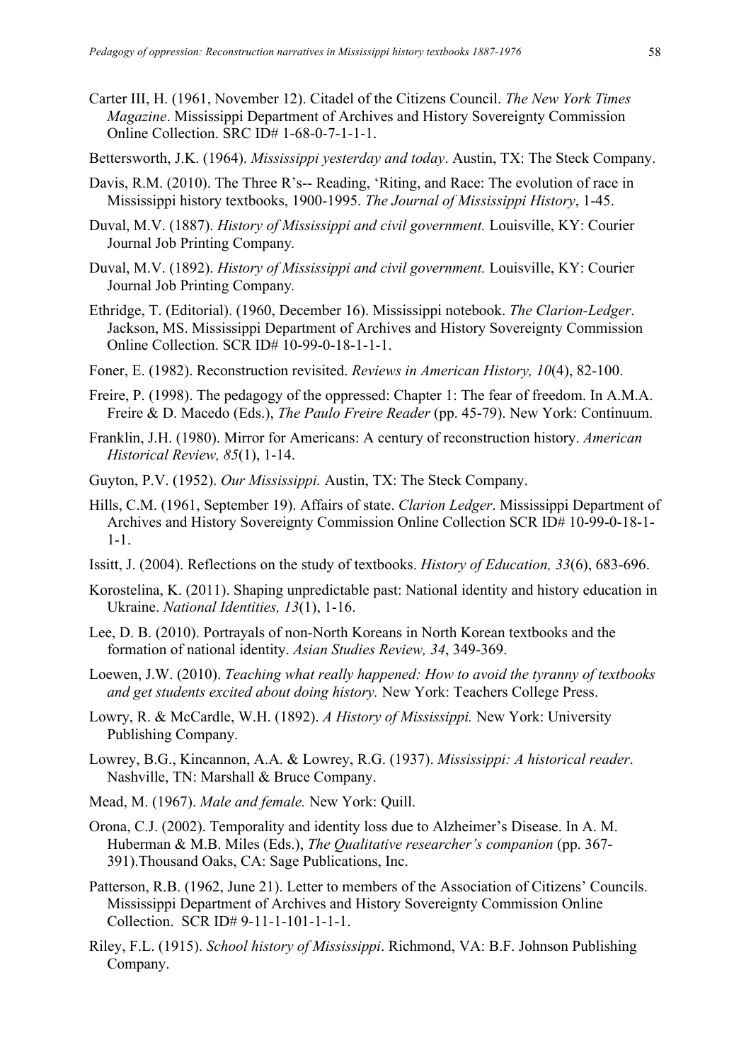Carter III, H. (1961, November 12). Citadel of the Citizens Council. *The New York Times Magazine*. Mississippi Department of Archives and History Sovereignty Commission Online Collection. SRC ID# 1-68-0-7-1-1-1.

Bettersworth, J.K. (1964). *Mississippi yesterday and today*. Austin, TX: The Steck Company.

Davis, R.M. (2010). The Three R's-- Reading, 'Riting, and Race: The evolution of race in Mississippi history textbooks, 1900-1995. *The Journal of Mississippi History*, 1-45.

Duval, M.V. (1887). *History of Mississippi and civil government.* Louisville, KY: Courier Journal Job Printing Company.

Duval, M.V. (1892). *History of Mississippi and civil government.* Louisville, KY: Courier Journal Job Printing Company.

Ethridge, T. (Editorial). (1960, December 16). Mississippi notebook. *The Clarion-Ledger*. Jackson, MS. Mississippi Department of Archives and History Sovereignty Commission Online Collection. SCR ID# 10-99-0-18-1-1-1.

Foner, E. (1982). Reconstruction revisited. *Reviews in American History, 10*(4), 82-100.

Freire, P. (1998). The pedagogy of the oppressed: Chapter 1: The fear of freedom. In A.M.A. Freire & D. Macedo (Eds.), *The Paulo Freire Reader* (pp. 45-79). New York: Continuum.

Franklin, J.H. (1980). Mirror for Americans: A century of reconstruction history. *American Historical Review, 85*(1), 1-14.

Guyton, P.V. (1952). *Our Mississippi.* Austin, TX: The Steck Company.

Hills, C.M. (1961, September 19). Affairs of state. *Clarion Ledger*. Mississippi Department of Archives and History Sovereignty Commission Online Collection SCR ID# 10-99-0-18-1-1-1.

Issitt, J. (2004). Reflections on the study of textbooks. *History of Education, 33*(6), 683-696.

Korostelina, K. (2011). Shaping unpredictable past: National identity and history education in Ukraine. *National Identities, 13*(1), 1-16.

Lee, D. B. (2010). Portrayals of non-North Koreans in North Korean textbooks and the formation of national identity. *Asian Studies Review, 34*, 349-369.

Loewen, J.W. (2010). *Teaching what really happened: How to avoid the tyranny of textbooks and get students excited about doing history.* New York: Teachers College Press.

Lowry, R. & McCardle, W.H. (1892). *A History of Mississippi.* New York: University Publishing Company.

Lowrey, B.G., Kincannon, A.A. & Lowrey, R.G. (1937). *Mississippi: A historical reader*. Nashville, TN: Marshall & Bruce Company.

Mead, M. (1967). *Male and female.* New York: Quill.

Orona, C.J. (2002). Temporality and identity loss due to Alzheimer's Disease. In A. M. Huberman & M.B. Miles (Eds.), *The Qualitative researcher's companion* (pp. 367-391).Thousand Oaks, CA: Sage Publications, Inc.

Patterson, R.B. (1962, June 21). Letter to members of the Association of Citizens' Councils. Mississippi Department of Archives and History Sovereignty Commission Online Collection. SCR ID# 9-11-1-101-1-1-1.

Riley, F.L. (1915). *School history of Mississippi*. Richmond, VA: B.F. Johnson Publishing Company.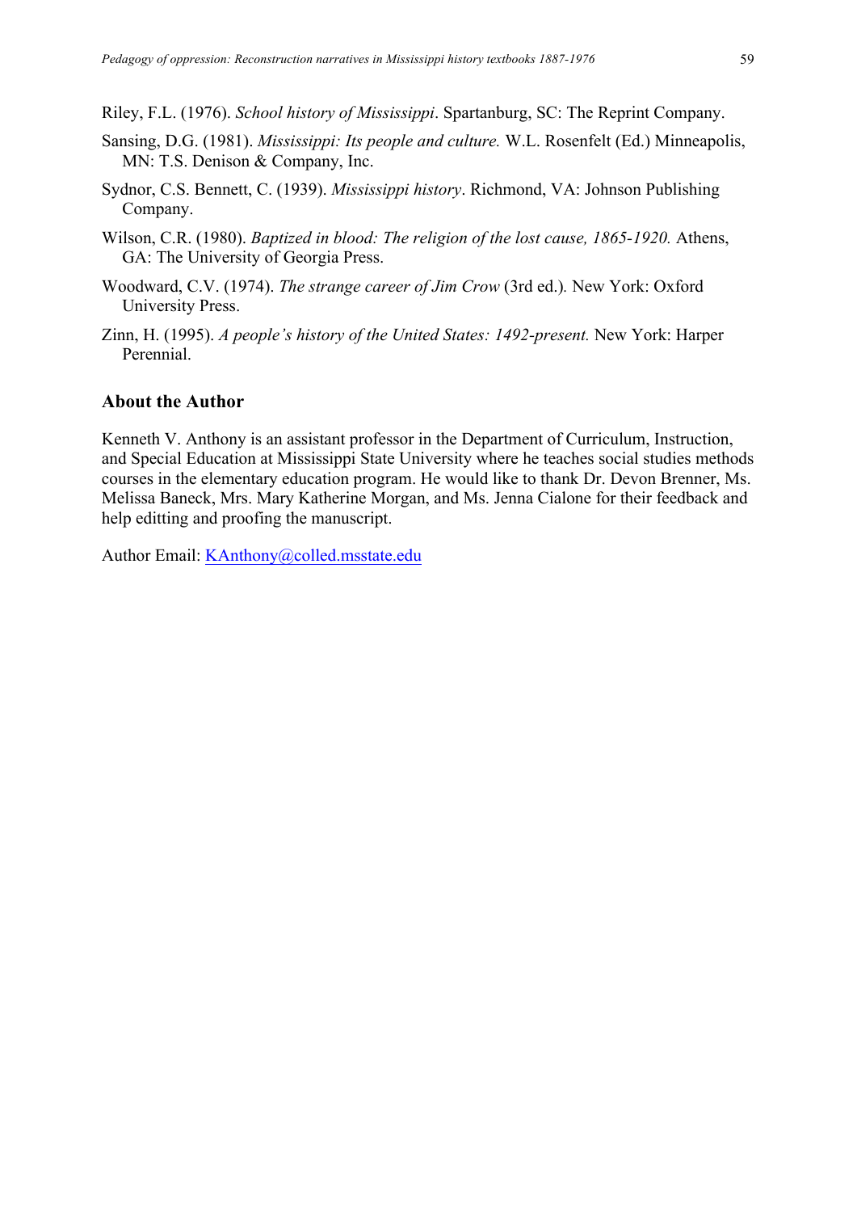Riley, F.L. (1976). *School history of Mississippi*. Spartanburg, SC: The Reprint Company.

Sansing, D.G. (1981). *Mississippi: Its people and culture.* W.L. Rosenfelt (Ed.) Minneapolis, MN: T.S. Denison & Company, Inc.

Sydnor, C.S. Bennett, C. (1939). *Mississippi history*. Richmond, VA: Johnson Publishing Company.

Wilson, C.R. (1980). *Baptized in blood: The religion of the lost cause, 1865-1920.* Athens, GA: The University of Georgia Press.

Woodward, C.V. (1974). *The strange career of Jim Crow* (3rd ed.). New York: Oxford University Press.

Zinn, H. (1995). *A people's history of the United States: 1492-present.* New York: Harper Perennial.

## About the Author

Kenneth V. Anthony is an assistant professor in the Department of Curriculum, Instruction, and Special Education at Mississippi State University where he teaches social studies methods courses in the elementary education program. He would like to thank Dr. Devon Brenner, Ms. Melissa Baneck, Mrs. Mary Katherine Morgan, and Ms. Jenna Cialone for their feedback and help editting and proofing the manuscript.

Author Email: KAnthony@colled.msstate.edu